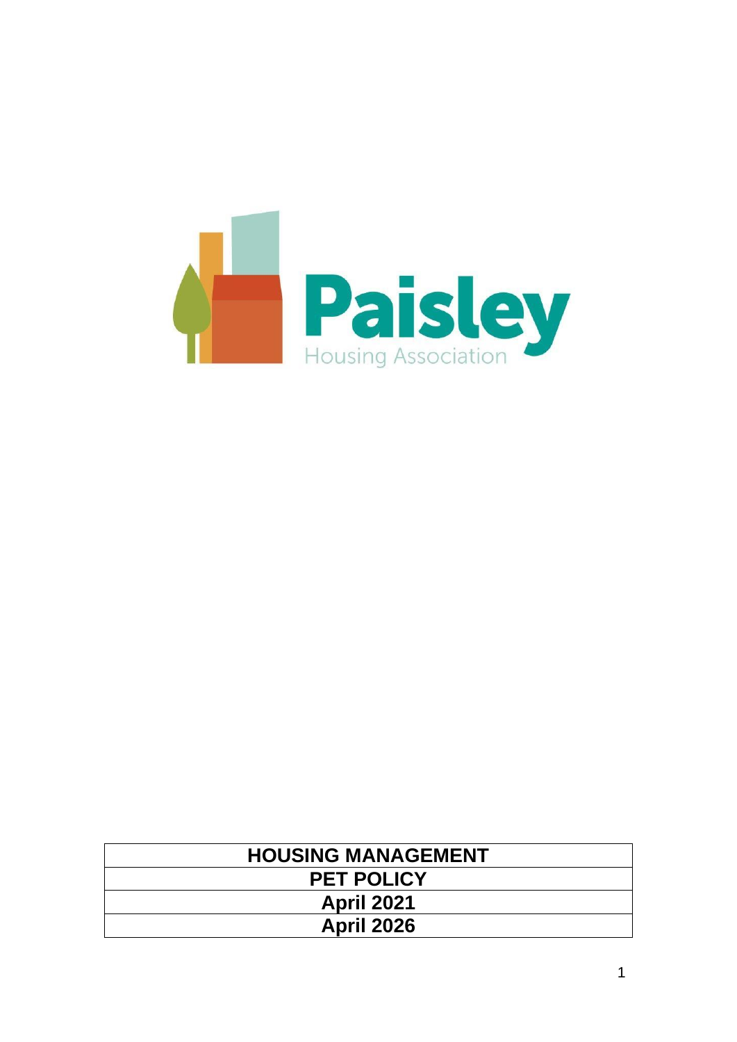Paisley

Housing Association

| HOUSING MANAGEMENT |
| --- |
| PET POLICY |
| April 2021 |
| April 2026 |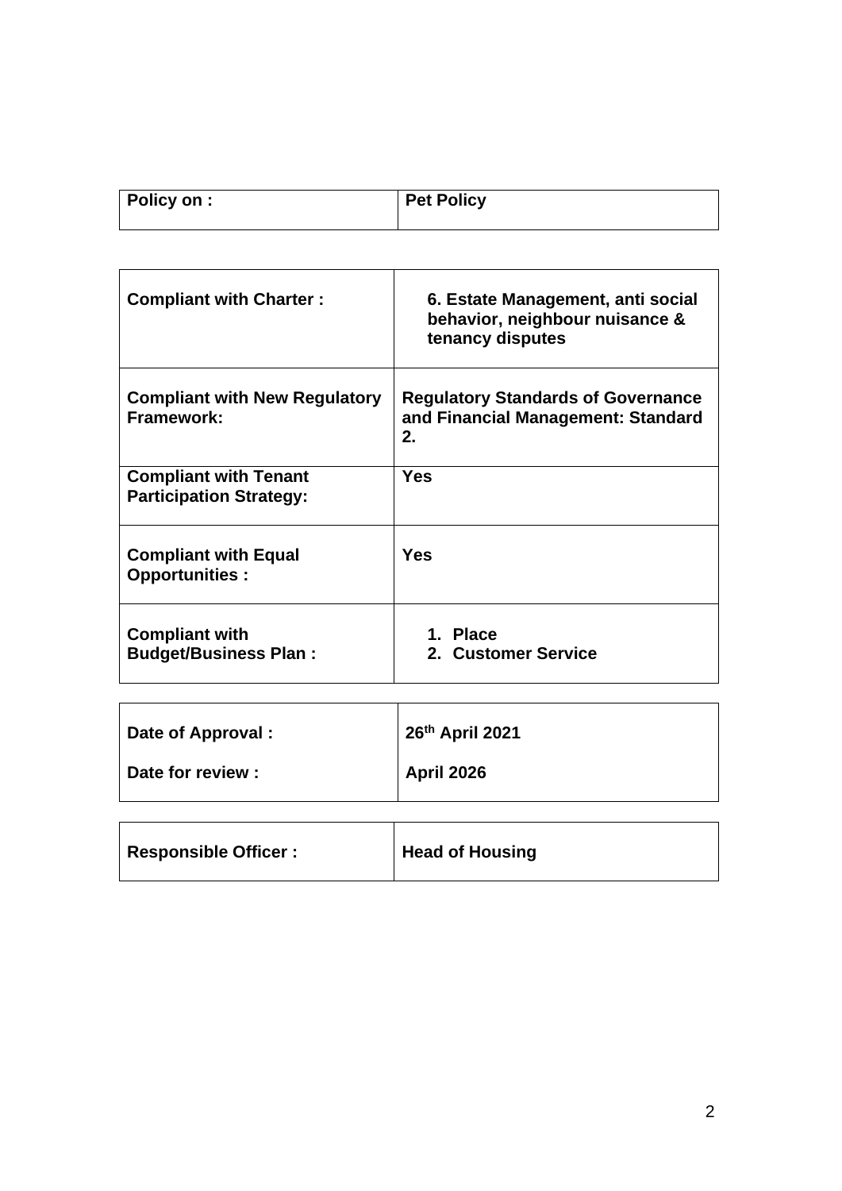| **Policy on :** | **Pet Policy** |
| --- | --- |

| **Compliant with Charter :** | **6. Estate Management, anti social behavior, neighbour nuisance & tenancy disputes** |
| --- | --- |
| **Compliant with New Regulatory Framework:** | **Regulatory Standards of Governance and Financial Management: Standard 2.** |
| **Compliant with Tenant Participation Strategy:** | **Yes** |
| **Compliant with Equal Opportunities :** | **Yes** |
| **Compliant with Budget/Business Plan :** | **1. Place**<br>**2. Customer Service** |

| **Date of Approval :** | **26th April 2021** |
| --- | --- |
| **Date for review :** | **April 2026** |

| **Responsible Officer :** | **Head of Housing** |
| --- | --- |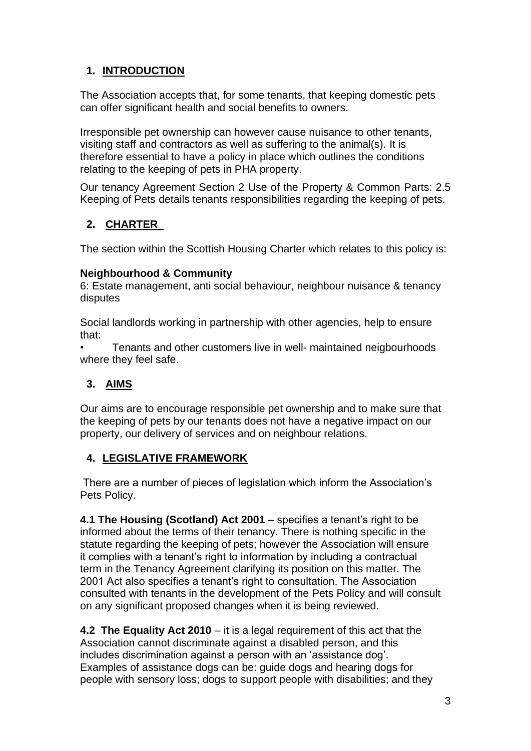## 1. INTRODUCTION

The Association accepts that, for some tenants, that keeping domestic pets can offer significant health and social benefits to owners.

Irresponsible pet ownership can however cause nuisance to other tenants, visiting staff and contractors as well as suffering to the animal(s). It is therefore essential to have a policy in place which outlines the conditions relating to the keeping of pets in PHA property.

Our tenancy Agreement Section 2 Use of the Property & Common Parts: 2.5 Keeping of Pets details tenants responsibilities regarding the keeping of pets.

## 2. CHARTER

The section within the Scottish Housing Charter which relates to this policy is:

**Neighbourhood & Community**
6: Estate management, anti social behaviour, neighbour nuisance & tenancy disputes

Social landlords working in partnership with other agencies, help to ensure that:

- Tenants and other customers live in well- maintained neigbourhoods where they feel safe.

## 3. AIMS

Our aims are to encourage responsible pet ownership and to make sure that the keeping of pets by our tenants does not have a negative impact on our property, our delivery of services and on neighbour relations.

## 4. LEGISLATIVE FRAMEWORK

There are a number of pieces of legislation which inform the Association's Pets Policy.

**4.1 The Housing (Scotland) Act 2001** – specifies a tenant's right to be informed about the terms of their tenancy. There is nothing specific in the statute regarding the keeping of pets; however the Association will ensure it complies with a tenant's right to information by including a contractual term in the Tenancy Agreement clarifying its position on this matter. The 2001 Act also specifies a tenant's right to consultation. The Association consulted with tenants in the development of the Pets Policy and will consult on any significant proposed changes when it is being reviewed.

**4.2 The Equality Act 2010** – it is a legal requirement of this act that the Association cannot discriminate against a disabled person, and this includes discrimination against a person with an 'assistance dog'. Examples of assistance dogs can be: guide dogs and hearing dogs for people with sensory loss; dogs to support people with disabilities; and they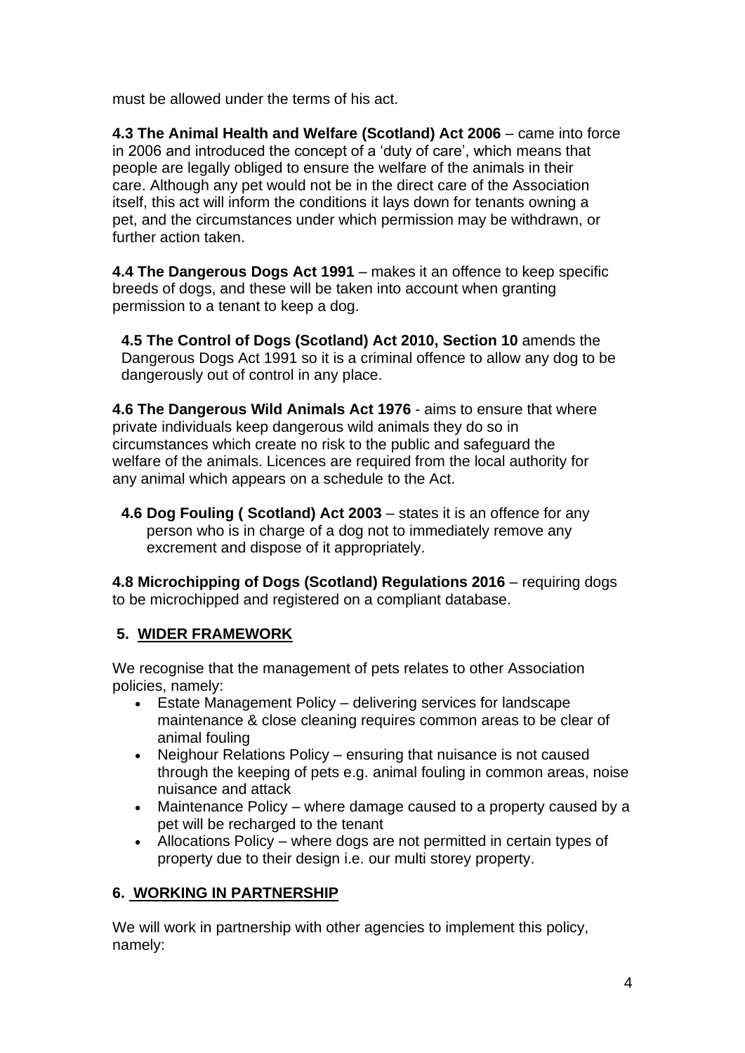must be allowed under the terms of his act.

**4.3 The Animal Health and Welfare (Scotland) Act 2006** – came into force in 2006 and introduced the concept of a 'duty of care', which means that people are legally obliged to ensure the welfare of the animals in their care. Although any pet would not be in the direct care of the Association itself, this act will inform the conditions it lays down for tenants owning a pet, and the circumstances under which permission may be withdrawn, or further action taken.

**4.4 The Dangerous Dogs Act 1991** – makes it an offence to keep specific breeds of dogs, and these will be taken into account when granting permission to a tenant to keep a dog.

**4.5 The Control of Dogs (Scotland) Act 2010, Section 10** amends the Dangerous Dogs Act 1991 so it is a criminal offence to allow any dog to be dangerously out of control in any place.

**4.6 The Dangerous Wild Animals Act 1976** - aims to ensure that where private individuals keep dangerous wild animals they do so in circumstances which create no risk to the public and safeguard the welfare of the animals. Licences are required from the local authority for any animal which appears on a schedule to the Act.

**4.6 Dog Fouling ( Scotland) Act 2003** – states it is an offence for any person who is in charge of a dog not to immediately remove any excrement and dispose of it appropriately.

**4.8 Microchipping of Dogs (Scotland) Regulations 2016** – requiring dogs to be microchipped and registered on a compliant database.

## 5. WIDER FRAMEWORK

We recognise that the management of pets relates to other Association policies, namely:

- Estate Management Policy – delivering services for landscape maintenance & close cleaning requires common areas to be clear of animal fouling
- Neighour Relations Policy – ensuring that nuisance is not caused through the keeping of pets e.g. animal fouling in common areas, noise nuisance and attack
- Maintenance Policy – where damage caused to a property caused by a pet will be recharged to the tenant
- Allocations Policy – where dogs are not permitted in certain types of property due to their design i.e. our multi storey property.

## 6. WORKING IN PARTNERSHIP

We will work in partnership with other agencies to implement this policy, namely: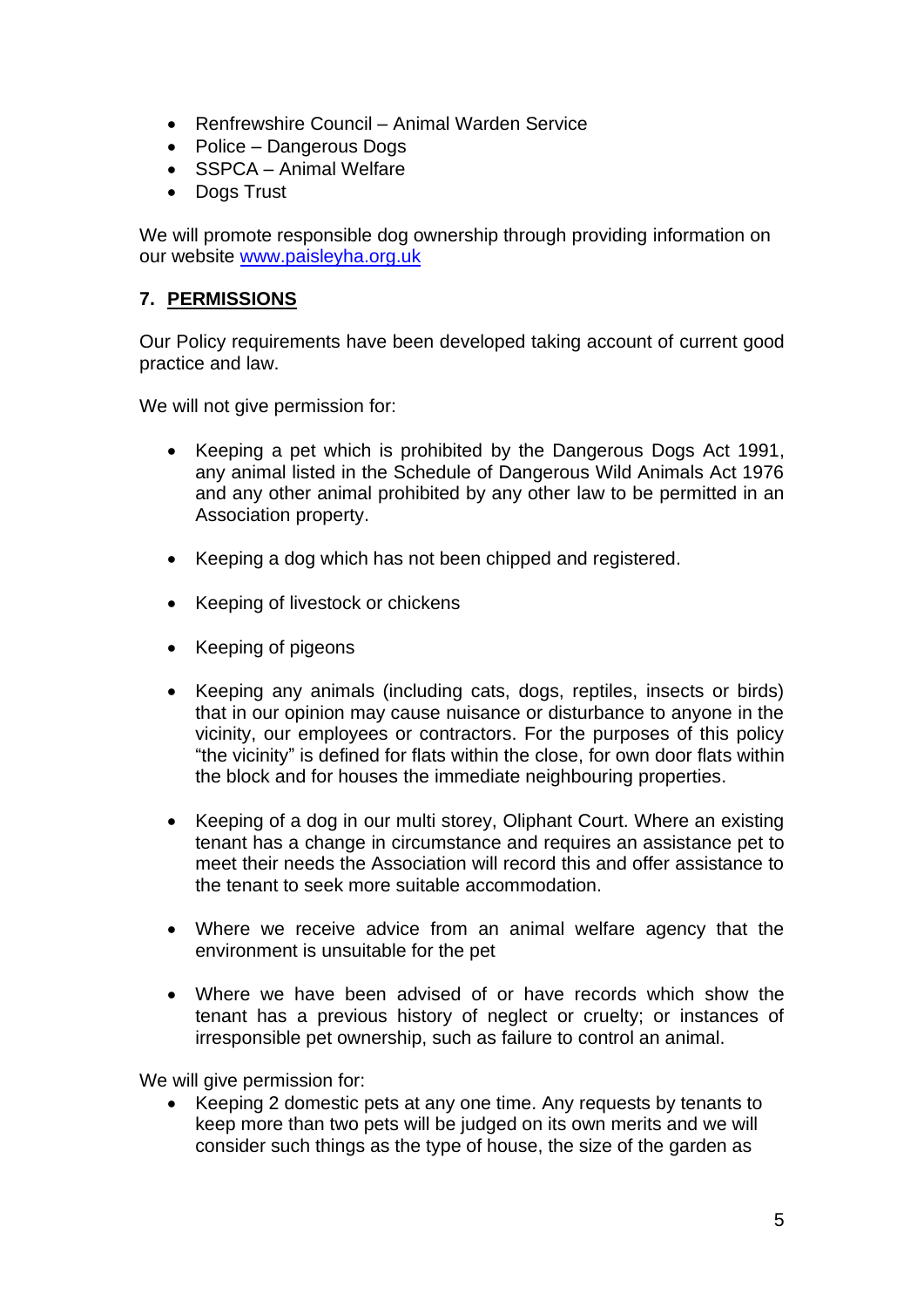- Renfrewshire Council – Animal Warden Service
- Police – Dangerous Dogs
- SSPCA – Animal Welfare
- Dogs Trust

We will promote responsible dog ownership through providing information on our website [www.paisleyha.org.uk](http://www.paisleyha.org.uk)

## 7. PERMISSIONS

Our Policy requirements have been developed taking account of current good practice and law.

We will not give permission for:

- Keeping a pet which is prohibited by the Dangerous Dogs Act 1991, any animal listed in the Schedule of Dangerous Wild Animals Act 1976 and any other animal prohibited by any other law to be permitted in an Association property.

- Keeping a dog which has not been chipped and registered.

- Keeping of livestock or chickens

- Keeping of pigeons

- Keeping any animals (including cats, dogs, reptiles, insects or birds) that in our opinion may cause nuisance or disturbance to anyone in the vicinity, our employees or contractors. For the purposes of this policy "the vicinity" is defined for flats within the close, for own door flats within the block and for houses the immediate neighbouring properties.

- Keeping of a dog in our multi storey, Oliphant Court. Where an existing tenant has a change in circumstance and requires an assistance pet to meet their needs the Association will record this and offer assistance to the tenant to seek more suitable accommodation.

- Where we receive advice from an animal welfare agency that the environment is unsuitable for the pet

- Where we have been advised of or have records which show the tenant has a previous history of neglect or cruelty; or instances of irresponsible pet ownership, such as failure to control an animal.

We will give permission for:

- Keeping 2 domestic pets at any one time. Any requests by tenants to keep more than two pets will be judged on its own merits and we will consider such things as the type of house, the size of the garden as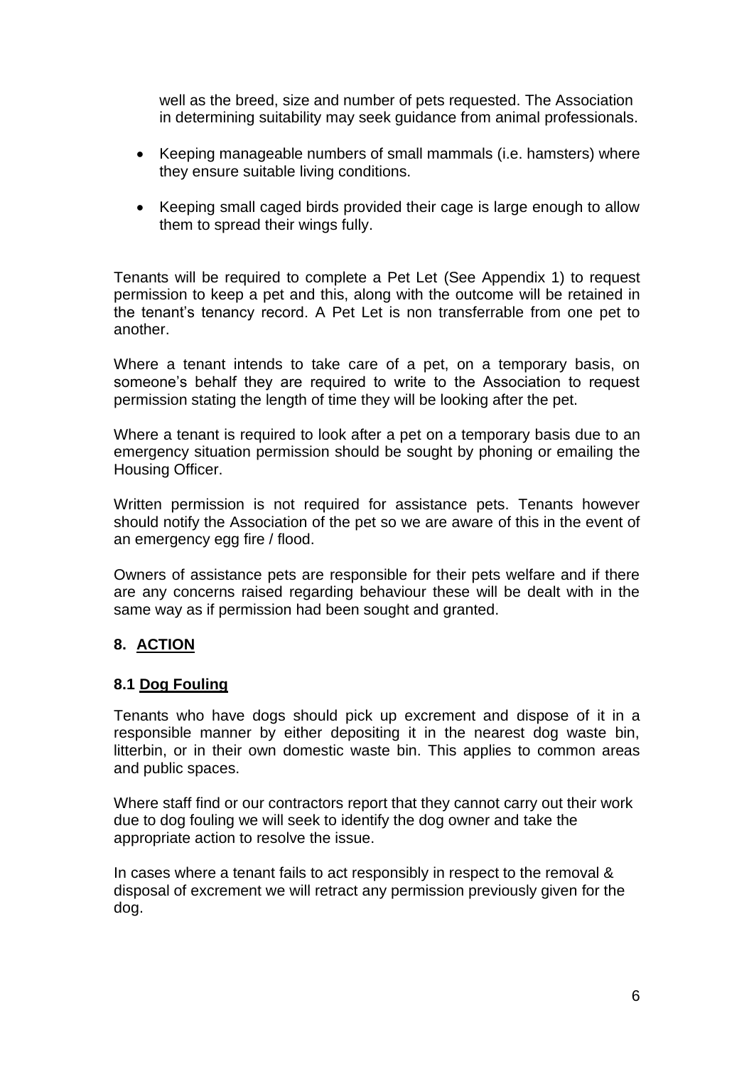well as the breed, size and number of pets requested. The Association in determining suitability may seek guidance from animal professionals.

- Keeping manageable numbers of small mammals (i.e. hamsters) where they ensure suitable living conditions.
- Keeping small caged birds provided their cage is large enough to allow them to spread their wings fully.

Tenants will be required to complete a Pet Let (See Appendix 1) to request permission to keep a pet and this, along with the outcome will be retained in the tenant's tenancy record. A Pet Let is non transferrable from one pet to another.

Where a tenant intends to take care of a pet, on a temporary basis, on someone's behalf they are required to write to the Association to request permission stating the length of time they will be looking after the pet.

Where a tenant is required to look after a pet on a temporary basis due to an emergency situation permission should be sought by phoning or emailing the Housing Officer.

Written permission is not required for assistance pets. Tenants however should notify the Association of the pet so we are aware of this in the event of an emergency egg fire / flood.

Owners of assistance pets are responsible for their pets welfare and if there are any concerns raised regarding behaviour these will be dealt with in the same way as if permission had been sought and granted.

## 8. ACTION

### 8.1 Dog Fouling

Tenants who have dogs should pick up excrement and dispose of it in a responsible manner by either depositing it in the nearest dog waste bin, litterbin, or in their own domestic waste bin. This applies to common areas and public spaces.

Where staff find or our contractors report that they cannot carry out their work due to dog fouling we will seek to identify the dog owner and take the appropriate action to resolve the issue.

In cases where a tenant fails to act responsibly in respect to the removal & disposal of excrement we will retract any permission previously given for the dog.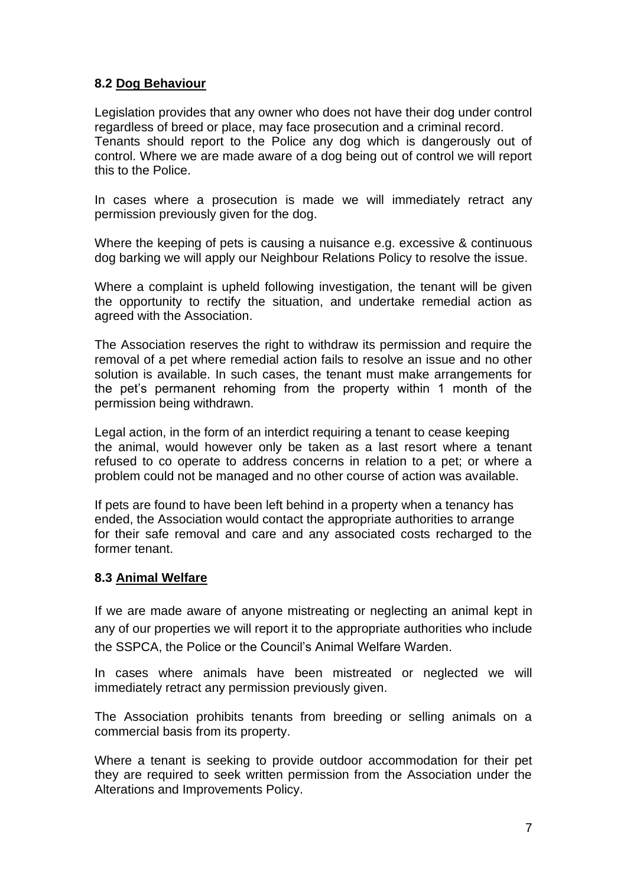### 8.2 <u>Dog Behaviour</u>

Legislation provides that any owner who does not have their dog under control regardless of breed or place, may face prosecution and a criminal record. Tenants should report to the Police any dog which is dangerously out of control. Where we are made aware of a dog being out of control we will report this to the Police.

In cases where a prosecution is made we will immediately retract any permission previously given for the dog.

Where the keeping of pets is causing a nuisance e.g. excessive & continuous dog barking we will apply our Neighbour Relations Policy to resolve the issue.

Where a complaint is upheld following investigation, the tenant will be given the opportunity to rectify the situation, and undertake remedial action as agreed with the Association.

The Association reserves the right to withdraw its permission and require the removal of a pet where remedial action fails to resolve an issue and no other solution is available. In such cases, the tenant must make arrangements for the pet's permanent rehoming from the property within 1 month of the permission being withdrawn.

Legal action, in the form of an interdict requiring a tenant to cease keeping the animal, would however only be taken as a last resort where a tenant refused to co operate to address concerns in relation to a pet; or where a problem could not be managed and no other course of action was available.

If pets are found to have been left behind in a property when a tenancy has ended, the Association would contact the appropriate authorities to arrange for their safe removal and care and any associated costs recharged to the former tenant.

### 8.3 <u>Animal Welfare</u>

If we are made aware of anyone mistreating or neglecting an animal kept in any of our properties we will report it to the appropriate authorities who include the SSPCA, the Police or the Council's Animal Welfare Warden.

In cases where animals have been mistreated or neglected we will immediately retract any permission previously given.

The Association prohibits tenants from breeding or selling animals on a commercial basis from its property.

Where a tenant is seeking to provide outdoor accommodation for their pet they are required to seek written permission from the Association under the Alterations and Improvements Policy.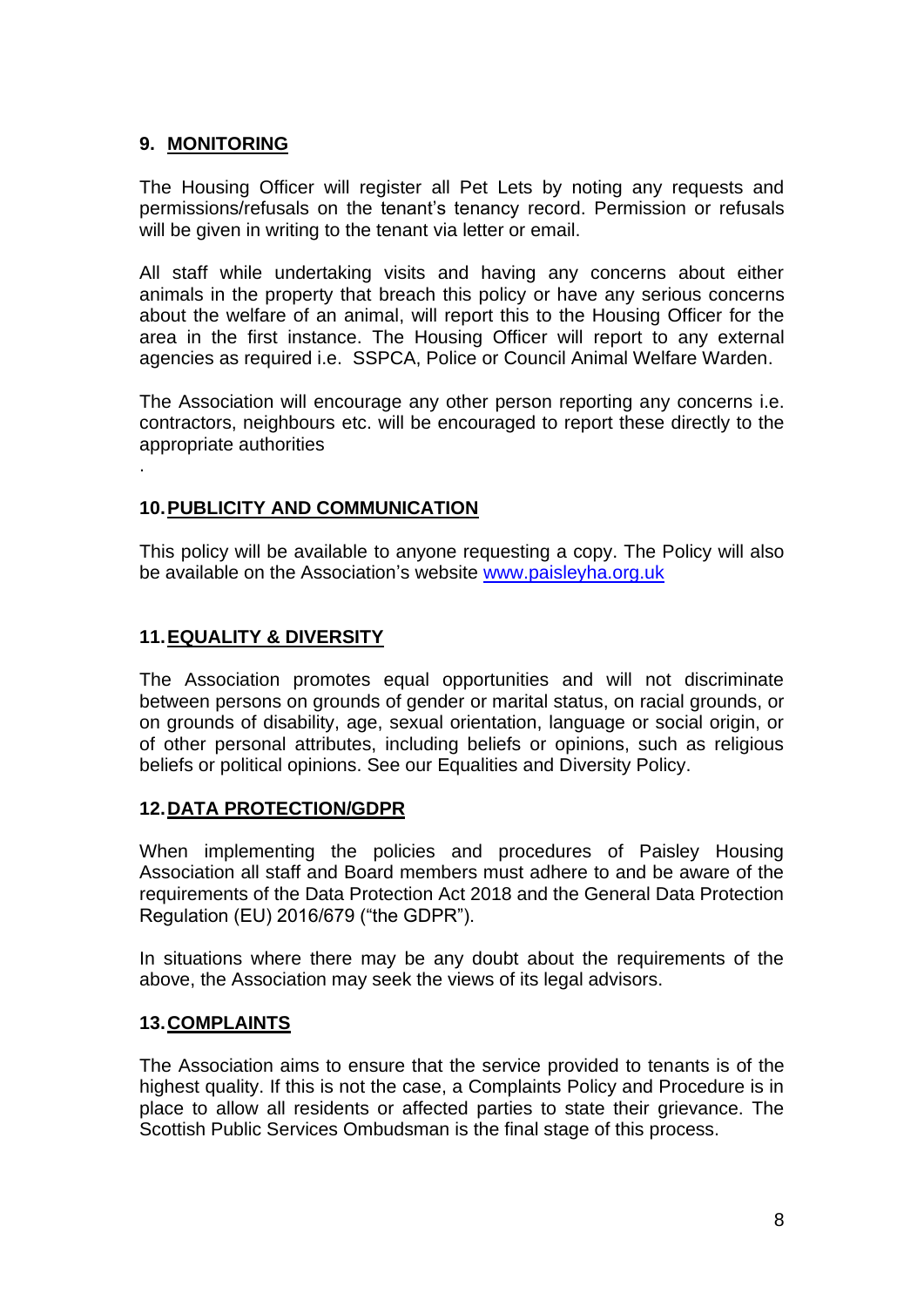## 9. MONITORING

The Housing Officer will register all Pet Lets by noting any requests and permissions/refusals on the tenant's tenancy record. Permission or refusals will be given in writing to the tenant via letter or email.

All staff while undertaking visits and having any concerns about either animals in the property that breach this policy or have any serious concerns about the welfare of an animal, will report this to the Housing Officer for the area in the first instance. The Housing Officer will report to any external agencies as required i.e. SSPCA, Police or Council Animal Welfare Warden.

The Association will encourage any other person reporting any concerns i.e. contractors, neighbours etc. will be encouraged to report these directly to the appropriate authorities

.

## 10. PUBLICITY AND COMMUNICATION

This policy will be available to anyone requesting a copy. The Policy will also be available on the Association's website [www.paisleyha.org.uk](http://www.paisleyha.org.uk)

## 11. EQUALITY & DIVERSITY

The Association promotes equal opportunities and will not discriminate between persons on grounds of gender or marital status, on racial grounds, or on grounds of disability, age, sexual orientation, language or social origin, or of other personal attributes, including beliefs or opinions, such as religious beliefs or political opinions. See our Equalities and Diversity Policy.

## 12. DATA PROTECTION/GDPR

When implementing the policies and procedures of Paisley Housing Association all staff and Board members must adhere to and be aware of the requirements of the Data Protection Act 2018 and the General Data Protection Regulation (EU) 2016/679 ("the GDPR").

In situations where there may be any doubt about the requirements of the above, the Association may seek the views of its legal advisors.

## 13. COMPLAINTS

The Association aims to ensure that the service provided to tenants is of the highest quality. If this is not the case, a Complaints Policy and Procedure is in place to allow all residents or affected parties to state their grievance. The Scottish Public Services Ombudsman is the final stage of this process.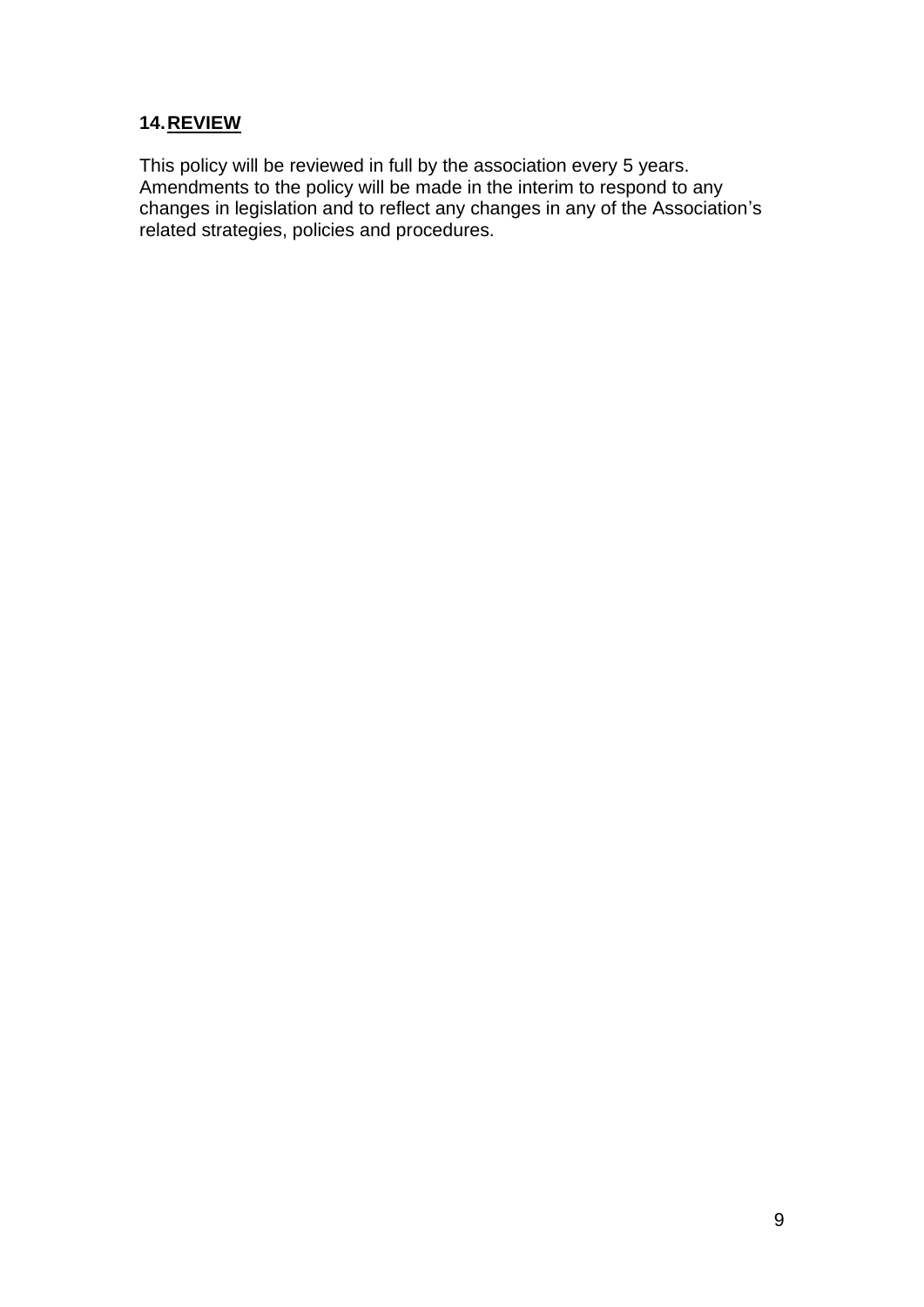## 14. REVIEW

This policy will be reviewed in full by the association every 5 years. Amendments to the policy will be made in the interim to respond to any changes in legislation and to reflect any changes in any of the Association's related strategies, policies and procedures.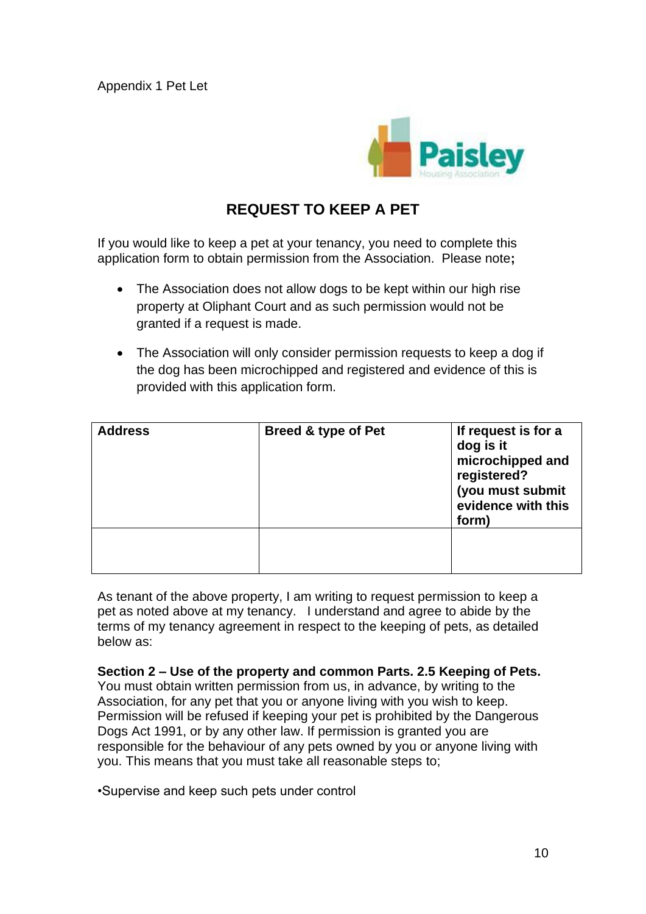Appendix 1 Pet Let

Paisley Housing Association

## REQUEST TO KEEP A PET

If you would like to keep a pet at your tenancy, you need to complete this application form to obtain permission from the Association. Please note**;**

- The Association does not allow dogs to be kept within our high rise property at Oliphant Court and as such permission would not be granted if a request is made.
- The Association will only consider permission requests to keep a dog if the dog has been microchipped and registered and evidence of this is provided with this application form.

| **Address** | **Breed & type of Pet** | **If request is for a dog is it microchipped and registered? (you must submit evidence with this form)** |
|---|---|---|
| | | |

As tenant of the above property, I am writing to request permission to keep a pet as noted above at my tenancy. I understand and agree to abide by the terms of my tenancy agreement in respect to the keeping of pets, as detailed below as:

**Section 2 – Use of the property and common Parts. 2.5 Keeping of Pets.** You must obtain written permission from us, in advance, by writing to the Association, for any pet that you or anyone living with you wish to keep. Permission will be refused if keeping your pet is prohibited by the Dangerous Dogs Act 1991, or by any other law. If permission is granted you are responsible for the behaviour of any pets owned by you or anyone living with you. This means that you must take all reasonable steps to;

•Supervise and keep such pets under control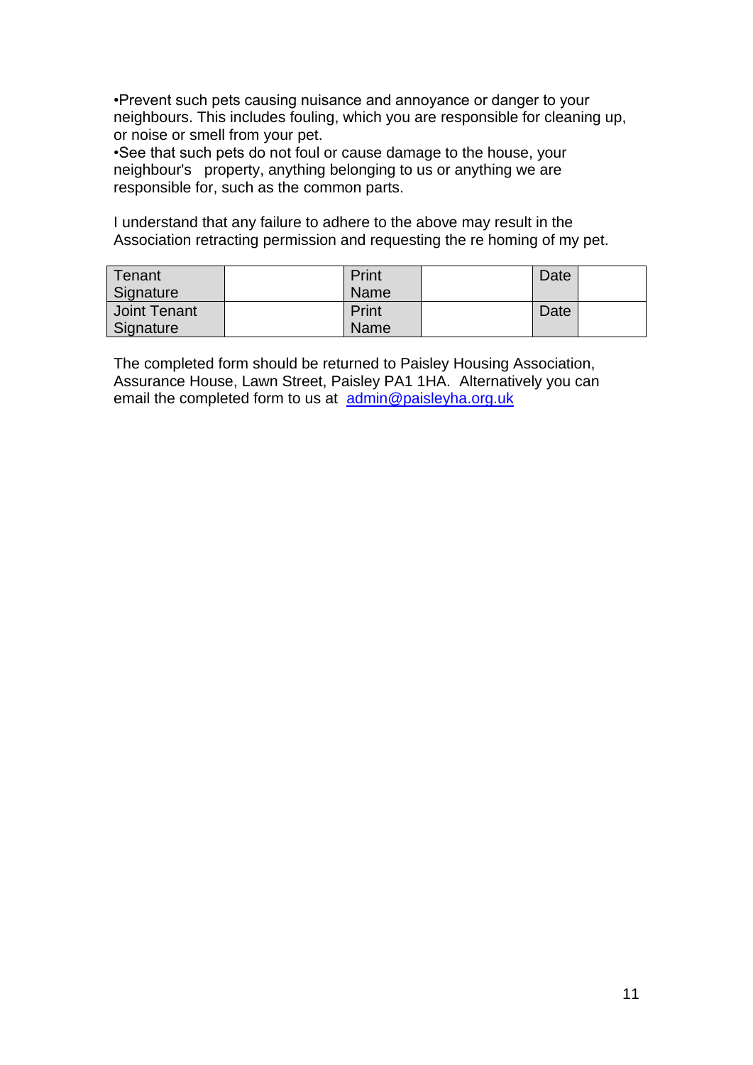- Prevent such pets causing nuisance and annoyance or danger to your neighbours. This includes fouling, which you are responsible for cleaning up, or noise or smell from your pet.
- See that such pets do not foul or cause damage to the house, your neighbour's property, anything belonging to us or anything we are responsible for, such as the common parts.

I understand that any failure to adhere to the above may result in the Association retracting permission and requesting the re homing of my pet.

| | | | | | |
|---|---|---|---|---|---|
| Tenant Signature | | Print Name | | Date | |
| Joint Tenant Signature | | Print Name | | Date | |

The completed form should be returned to Paisley Housing Association, Assurance House, Lawn Street, Paisley PA1 1HA. Alternatively you can email the completed form to us at [admin@paisleyha.org.uk](mailto:admin@paisleyha.org.uk)